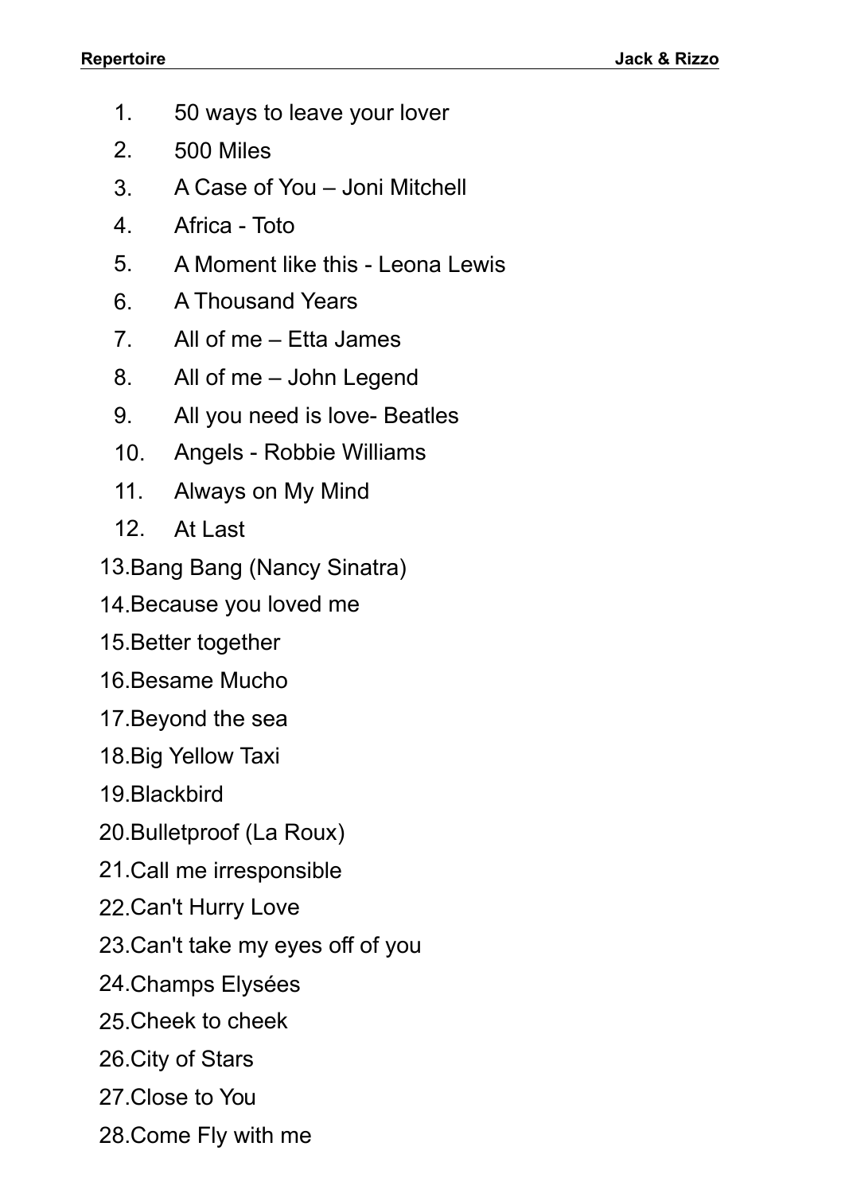1. 50 ways to leave your lover
2. 500 Miles
3. A Case of You – Joni Mitchell
4. Africa - Toto
5. A Moment like this - Leona Lewis
6. A Thousand Years
7. All of me – Etta James
8. All of me – John Legend
9. All you need is love- Beatles
10. Angels - Robbie Williams
11. Always on My Mind
12. At Last
13. Bang Bang (Nancy Sinatra)
14. Because you loved me
15. Better together
16. Besame Mucho
17. Beyond the sea
18. Big Yellow Taxi
19. Blackbird
20. Bulletproof (La Roux)
21. Call me irresponsible
22. Can't Hurry Love
23. Can't take my eyes off of you
24. Champs Elysées
25. Cheek to cheek
26. City of Stars
27. Close to You
28. Come Fly with me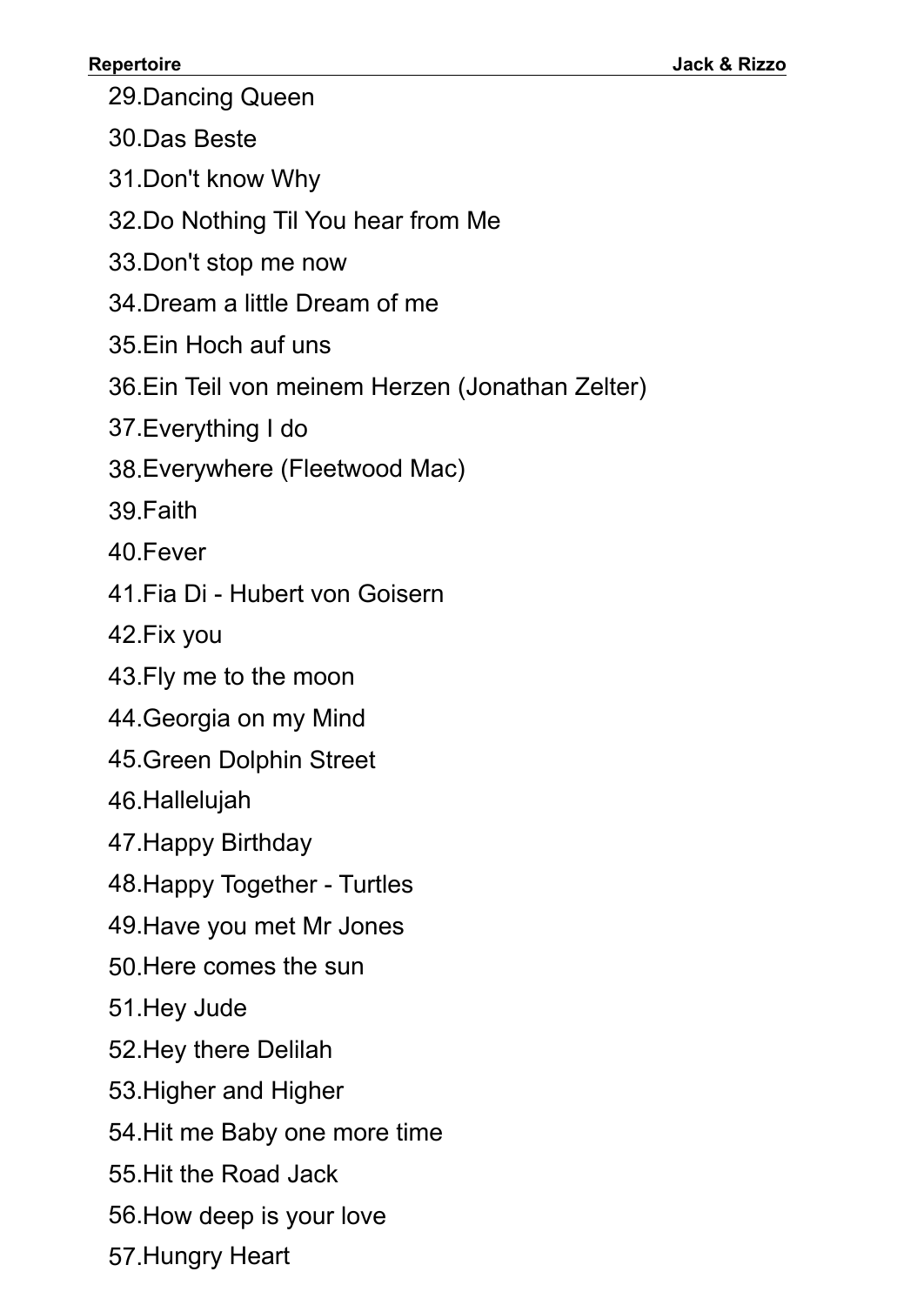29. Dancing Queen
30. Das Beste
31. Don't know Why
32. Do Nothing Til You hear from Me
33. Don't stop me now
34. Dream a little Dream of me
35. Ein Hoch auf uns
36. Ein Teil von meinem Herzen (Jonathan Zelter)
37. Everything I do
38. Everywhere (Fleetwood Mac)
39. Faith
40. Fever
41. Fia Di - Hubert von Goisern
42. Fix you
43. Fly me to the moon
44. Georgia on my Mind
45. Green Dolphin Street
46. Hallelujah
47. Happy Birthday
48. Happy Together - Turtles
49. Have you met Mr Jones
50. Here comes the sun
51. Hey Jude
52. Hey there Delilah
53. Higher and Higher
54. Hit me Baby one more time
55. Hit the Road Jack
56. How deep is your love
57. Hungry Heart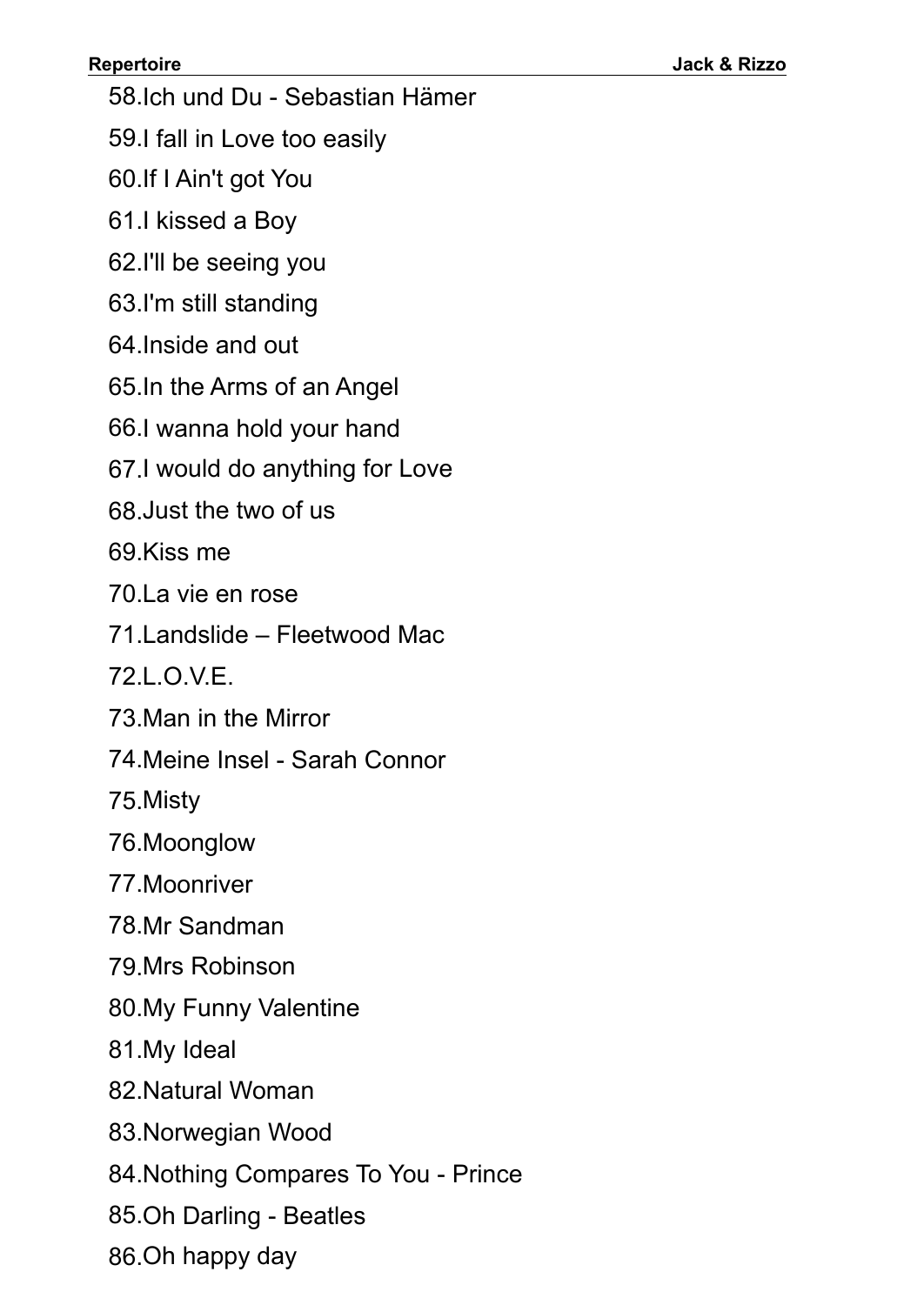58. Ich und Du - Sebastian Hämer
59. I fall in Love too easily
60. If I Ain't got You
61. I kissed a Boy
62. I'll be seeing you
63. I'm still standing
64. Inside and out
65. In the Arms of an Angel
66. I wanna hold your hand
67. I would do anything for Love
68. Just the two of us
69. Kiss me
70. La vie en rose
71. Landslide – Fleetwood Mac
72. L.O.V.E.
73. Man in the Mirror
74. Meine Insel - Sarah Connor
75. Misty
76. Moonglow
77. Moonriver
78. Mr Sandman
79. Mrs Robinson
80. My Funny Valentine
81. My Ideal
82. Natural Woman
83. Norwegian Wood
84. Nothing Compares To You - Prince
85. Oh Darling - Beatles
86. Oh happy day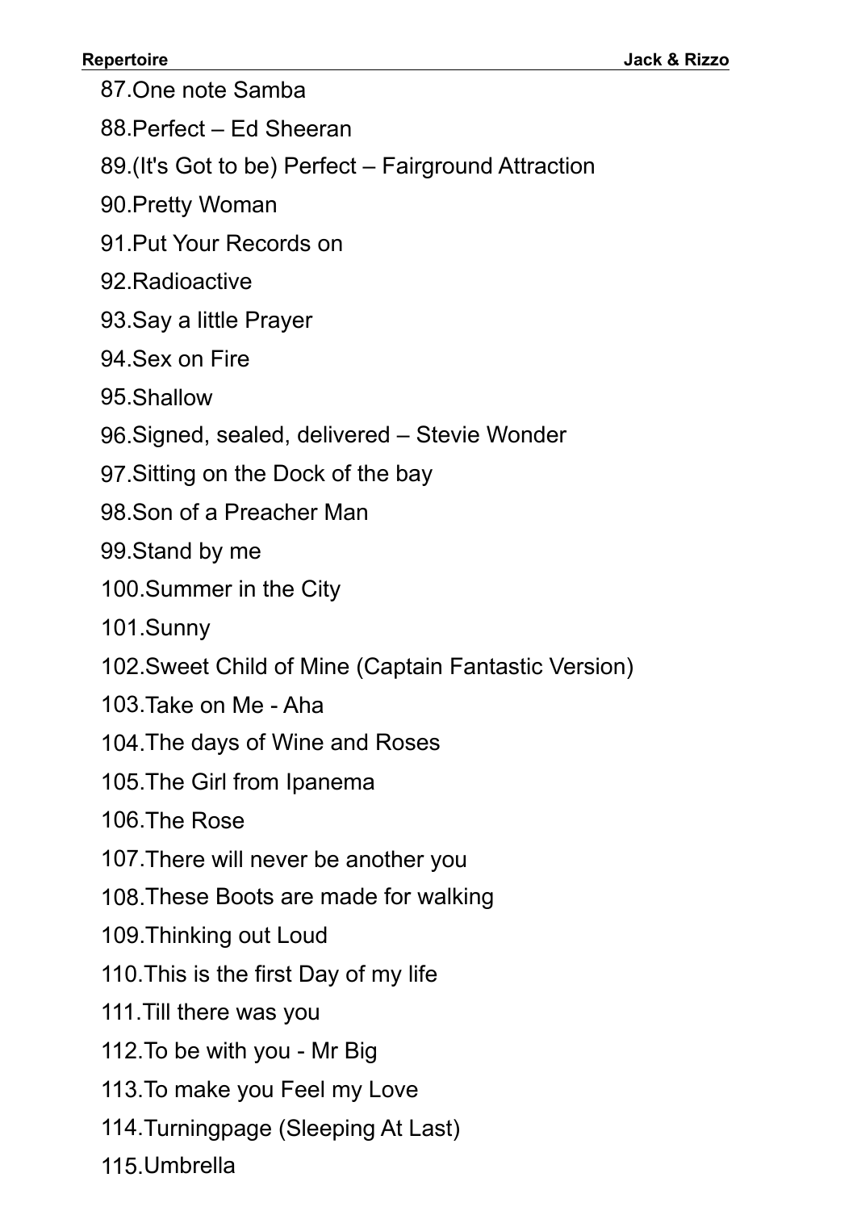87. One note Samba
88. Perfect – Ed Sheeran
89. (It's Got to be) Perfect – Fairground Attraction
90. Pretty Woman
91. Put Your Records on
92. Radioactive
93. Say a little Prayer
94. Sex on Fire
95. Shallow
96. Signed, sealed, delivered – Stevie Wonder
97. Sitting on the Dock of the bay
98. Son of a Preacher Man
99. Stand by me
100. Summer in the City
101. Sunny
102. Sweet Child of Mine (Captain Fantastic Version)
103. Take on Me - Aha
104. The days of Wine and Roses
105. The Girl from Ipanema
106. The Rose
107. There will never be another you
108. These Boots are made for walking
109. Thinking out Loud
110. This is the first Day of my life
111. Till there was you
112. To be with you - Mr Big
113. To make you Feel my Love
114. Turningpage (Sleeping At Last)
115. Umbrella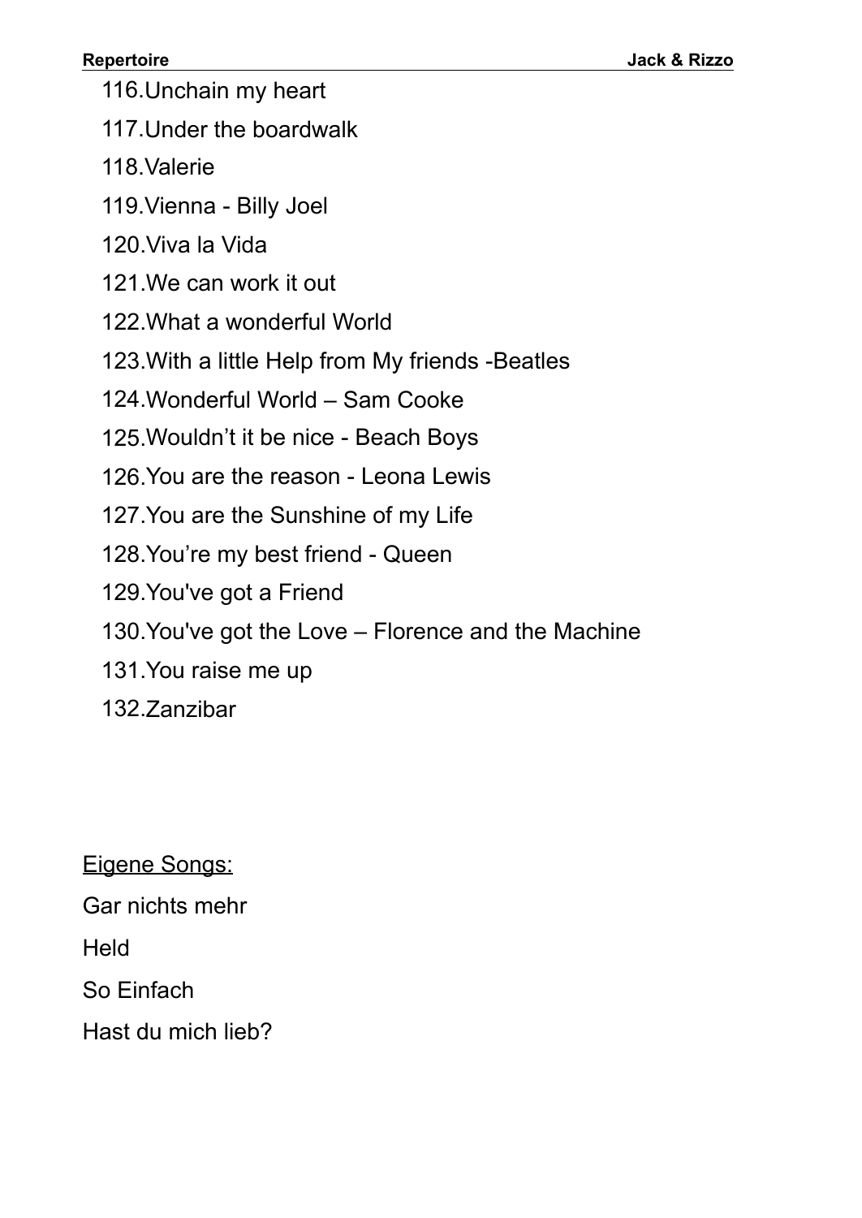116. Unchain my heart
117. Under the boardwalk
118. Valerie
119. Vienna - Billy Joel
120. Viva la Vida
121. We can work it out
122. What a wonderful World
123. With a little Help from My friends -Beatles
124. Wonderful World – Sam Cooke
125. Wouldn't it be nice - Beach Boys
126. You are the reason - Leona Lewis
127. You are the Sunshine of my Life
128. You're my best friend - Queen
129. You've got a Friend
130. You've got the Love – Florence and the Machine
131. You raise me up
132. Zanzibar

<u>Eigene Songs:</u>

Gar nichts mehr

Held

So Einfach

Hast du mich lieb?